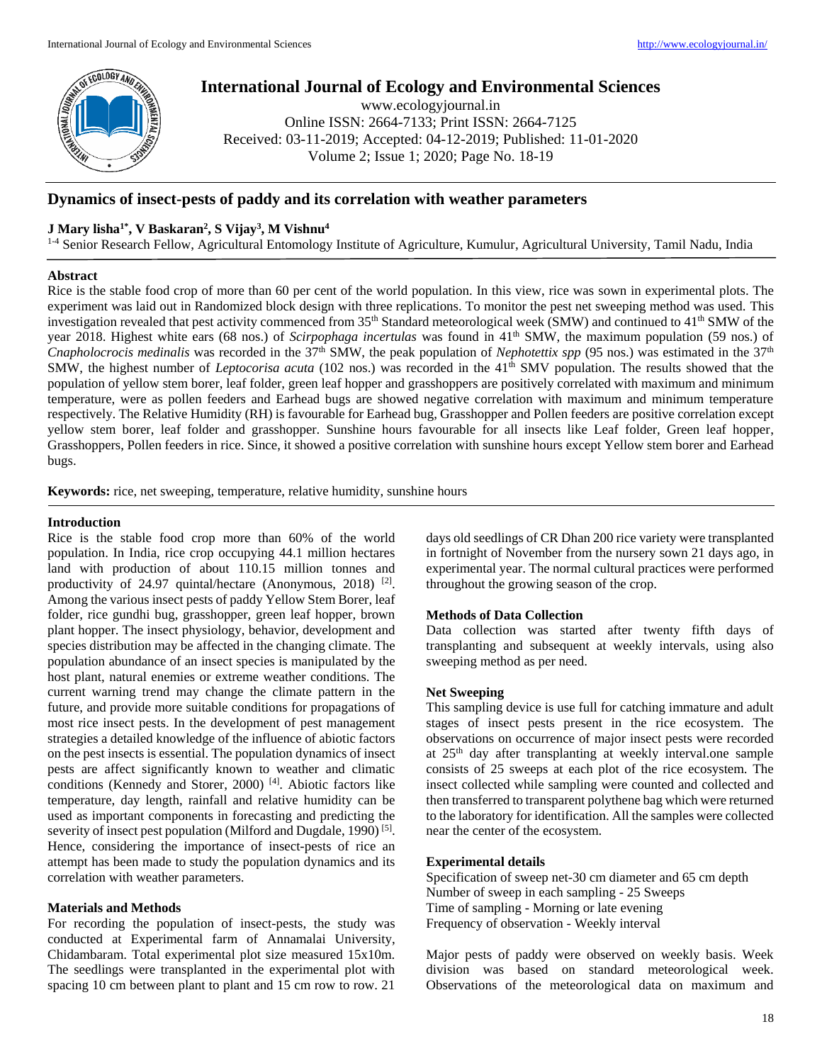# Dynamics of insect-pests of paddy and its correlation with weather parameters

**J Mary lisha[1*], V Baskaran[2], S Vijay[3], M Vishnu[4]**

[1-4] Senior Research Fellow, Agricultural Entomology Institute of Agriculture, Kumulur, Agricultural University, Tamil Nadu, India

## Abstract

Rice is the stable food crop of more than 60 per cent of the world population. In this view, rice was sown in experimental plots. The experiment was laid out in Randomized block design with three replications. To monitor the pest net sweeping method was used. This investigation revealed that pest activity commenced from 35th Standard meteorological week (SMW) and continued to 41th SMW of the year 2018. Highest white ears (68 nos.) of *Scirpophaga incertulas* was found in 41th SMW, the maximum population (59 nos.) of *Cnapholocrocis medinalis* was recorded in the 37th SMW, the peak population of *Nephotettix spp* (95 nos.) was estimated in the 37th SMW, the highest number of *Leptocorisa acuta* (102 nos.) was recorded in the 41th SMV population. The results showed that the population of yellow stem borer, leaf folder, green leaf hopper and grasshoppers are positively correlated with maximum and minimum temperature, were as pollen feeders and Earhead bugs are showed negative correlation with maximum and minimum temperature respectively. The Relative Humidity (RH) is favourable for Earhead bug, Grasshopper and Pollen feeders are positive correlation except yellow stem borer, leaf folder and grasshopper. Sunshine hours favourable for all insects like Leaf folder, Green leaf hopper, Grasshoppers, Pollen feeders in rice. Since, it showed a positive correlation with sunshine hours except Yellow stem borer and Earhead bugs.

**Keywords:** rice, net sweeping, temperature, relative humidity, sunshine hours

## Introduction

Rice is the stable food crop more than 60% of the world population. In India, rice crop occupying 44.1 million hectares land with production of about 110.15 million tonnes and productivity of 24.97 quintal/hectare (Anonymous, 2018) [2]. Among the various insect pests of paddy Yellow Stem Borer, leaf folder, rice gundhi bug, grasshopper, green leaf hopper, brown plant hopper. The insect physiology, behavior, development and species distribution may be affected in the changing climate. The population abundance of an insect species is manipulated by the host plant, natural enemies or extreme weather conditions. The current warning trend may change the climate pattern in the future, and provide more suitable conditions for propagations of most rice insect pests. In the development of pest management strategies a detailed knowledge of the influence of abiotic factors on the pest insects is essential. The population dynamics of insect pests are affect significantly known to weather and climatic conditions (Kennedy and Storer, 2000) [4]. Abiotic factors like temperature, day length, rainfall and relative humidity can be used as important components in forecasting and predicting the severity of insect pest population (Milford and Dugdale, 1990) [5]. Hence, considering the importance of insect-pests of rice an attempt has been made to study the population dynamics and its correlation with weather parameters.

## Materials and Methods

For recording the population of insect-pests, the study was conducted at Experimental farm of Annamalai University, Chidambaram. Total experimental plot size measured 15x10m. The seedlings were transplanted in the experimental plot with spacing 10 cm between plant to plant and 15 cm row to row. 21 days old seedlings of CR Dhan 200 rice variety were transplanted in fortnight of November from the nursery sown 21 days ago, in experimental year. The normal cultural practices were performed throughout the growing season of the crop.

### Methods of Data Collection

Data collection was started after twenty fifth days of transplanting and subsequent at weekly intervals, using also sweeping method as per need.

### Net Sweeping

This sampling device is use full for catching immature and adult stages of insect pests present in the rice ecosystem. The observations on occurrence of major insect pests were recorded at 25th day after transplanting at weekly interval.one sample consists of 25 sweeps at each plot of the rice ecosystem. The insect collected while sampling were counted and collected and then transferred to transparent polythene bag which were returned to the laboratory for identification. All the samples were collected near the center of the ecosystem.

### Experimental details

Specification of sweep net-30 cm diameter and 65 cm depth  
Number of sweep in each sampling - 25 Sweeps  
Time of sampling - Morning or late evening  
Frequency of observation - Weekly interval

Major pests of paddy were observed on weekly basis. Week division was based on standard meteorological week. Observations of the meteorological data on maximum and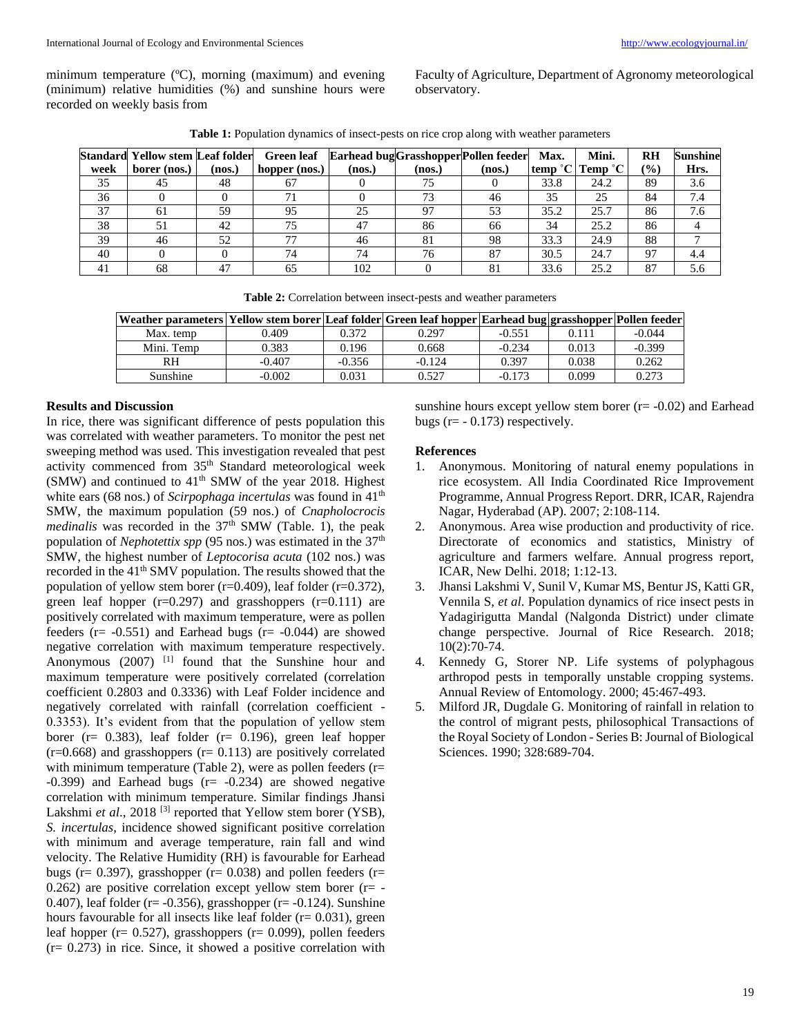minimum temperature (ºC), morning (maximum) and evening (minimum) relative humidities (%) and sunshine hours were recorded on weekly basis from Faculty of Agriculture, Department of Agronomy meteorological observatory.

**Table 1:** Population dynamics of insect-pests on rice crop along with weather parameters

| Standard week | Yellow stem borer (nos.) | Leaf folder (nos.) | Green leaf hopper (nos.) | Earhead bug (nos.) | Grasshopper (nos.) | Pollen feeder (nos.) | Max. temp °C | Mini. Temp °C | RH (%) | Sunshine Hrs. |
|---|---|---|---|---|---|---|---|---|---|---|
| 35 | 45 | 48 | 67 | 0 | 75 | 0 | 33.8 | 24.2 | 89 | 3.6 |
| 36 | 0 | 0 | 71 | 0 | 73 | 46 | 35 | 25 | 84 | 7.4 |
| 37 | 61 | 59 | 95 | 25 | 97 | 53 | 35.2 | 25.7 | 86 | 7.6 |
| 38 | 51 | 42 | 75 | 47 | 86 | 66 | 34 | 25.2 | 86 | 4 |
| 39 | 46 | 52 | 77 | 46 | 81 | 98 | 33.3 | 24.9 | 88 | 7 |
| 40 | 0 | 0 | 74 | 74 | 76 | 87 | 30.5 | 24.7 | 97 | 4.4 |
| 41 | 68 | 47 | 65 | 102 | 0 | 81 | 33.6 | 25.2 | 87 | 5.6 |

**Table 2:** Correlation between insect-pests and weather parameters

| Weather parameters | Yellow stem borer | Leaf folder | Green leaf hopper | Earhead bug | grasshopper | Pollen feeder |
|---|---|---|---|---|---|---|
| Max. temp | 0.409 | 0.372 | 0.297 | -0.551 | 0.111 | -0.044 |
| Mini. Temp | 0.383 | 0.196 | 0.668 | -0.234 | 0.013 | -0.399 |
| RH | -0.407 | -0.356 | -0.124 | 0.397 | 0.038 | 0.262 |
| Sunshine | -0.002 | 0.031 | 0.527 | -0.173 | 0.099 | 0.273 |

## Results and Discussion

In rice, there was significant difference of pests population this was correlated with weather parameters. To monitor the pest net sweeping method was used. This investigation revealed that pest activity commenced from 35th Standard meteorological week (SMW) and continued to 41th SMW of the year 2018. Highest white ears (68 nos.) of *Scirpophaga incertulas* was found in 41th SMW, the maximum population (59 nos.) of *Cnapholocrocis medinalis* was recorded in the 37th SMW (Table. 1), the peak population of *Nephotettix spp* (95 nos.) was estimated in the 37th SMW, the highest number of *Leptocorisa acuta* (102 nos.) was recorded in the 41th SMV population. The results showed that the population of yellow stem borer (r=0.409), leaf folder (r=0.372), green leaf hopper (r=0.297) and grasshoppers (r=0.111) are positively correlated with maximum temperature, were as pollen feeders (r= -0.551) and Earhead bugs (r= -0.044) are showed negative correlation with maximum temperature respectively. Anonymous (2007) [1] found that the Sunshine hour and maximum temperature were positively correlated (correlation coefficient 0.2803 and 0.3336) with Leaf Folder incidence and negatively correlated with rainfall (correlation coefficient - 0.3353). It's evident from that the population of yellow stem borer (r= 0.383), leaf folder (r= 0.196), green leaf hopper (r=0.668) and grasshoppers (r= 0.113) are positively correlated with minimum temperature (Table 2), were as pollen feeders (r= -0.399) and Earhead bugs (r= -0.234) are showed negative correlation with minimum temperature. Similar findings Jhansi Lakshmi *et al*., 2018 [3] reported that Yellow stem borer (YSB), *S. incertulas*, incidence showed significant positive correlation with minimum and average temperature, rain fall and wind velocity. The Relative Humidity (RH) is favourable for Earhead bugs (r= 0.397), grasshopper (r= 0.038) and pollen feeders (r= 0.262) are positive correlation except yellow stem borer (r= -0.407), leaf folder (r= -0.356), grasshopper (r= -0.124). Sunshine hours favourable for all insects like leaf folder (r= 0.031), green leaf hopper (r= 0.527), grasshoppers (r= 0.099), pollen feeders (r= 0.273) in rice. Since, it showed a positive correlation with sunshine hours except yellow stem borer (r= -0.02) and Earhead bugs (r= - 0.173) respectively.

## References

1. Anonymous. Monitoring of natural enemy populations in rice ecosystem. All India Coordinated Rice Improvement Programme, Annual Progress Report. DRR, ICAR, Rajendra Nagar, Hyderabad (AP). 2007; 2:108-114.
2. Anonymous. Area wise production and productivity of rice. Directorate of economics and statistics, Ministry of agriculture and farmers welfare. Annual progress report, ICAR, New Delhi. 2018; 1:12-13.
3. Jhansi Lakshmi V, Sunil V, Kumar MS, Bentur JS, Katti GR, Vennila S, *et al*. Population dynamics of rice insect pests in Yadagirigutta Mandal (Nalgonda District) under climate change perspective. Journal of Rice Research. 2018; 10(2):70-74.
4. Kennedy G, Storer NP. Life systems of polyphagous arthropod pests in temporally unstable cropping systems. Annual Review of Entomology. 2000; 45:467-493.
5. Milford JR, Dugdale G. Monitoring of rainfall in relation to the control of migrant pests, philosophical Transactions of the Royal Society of London - Series B: Journal of Biological Sciences. 1990; 328:689-704.